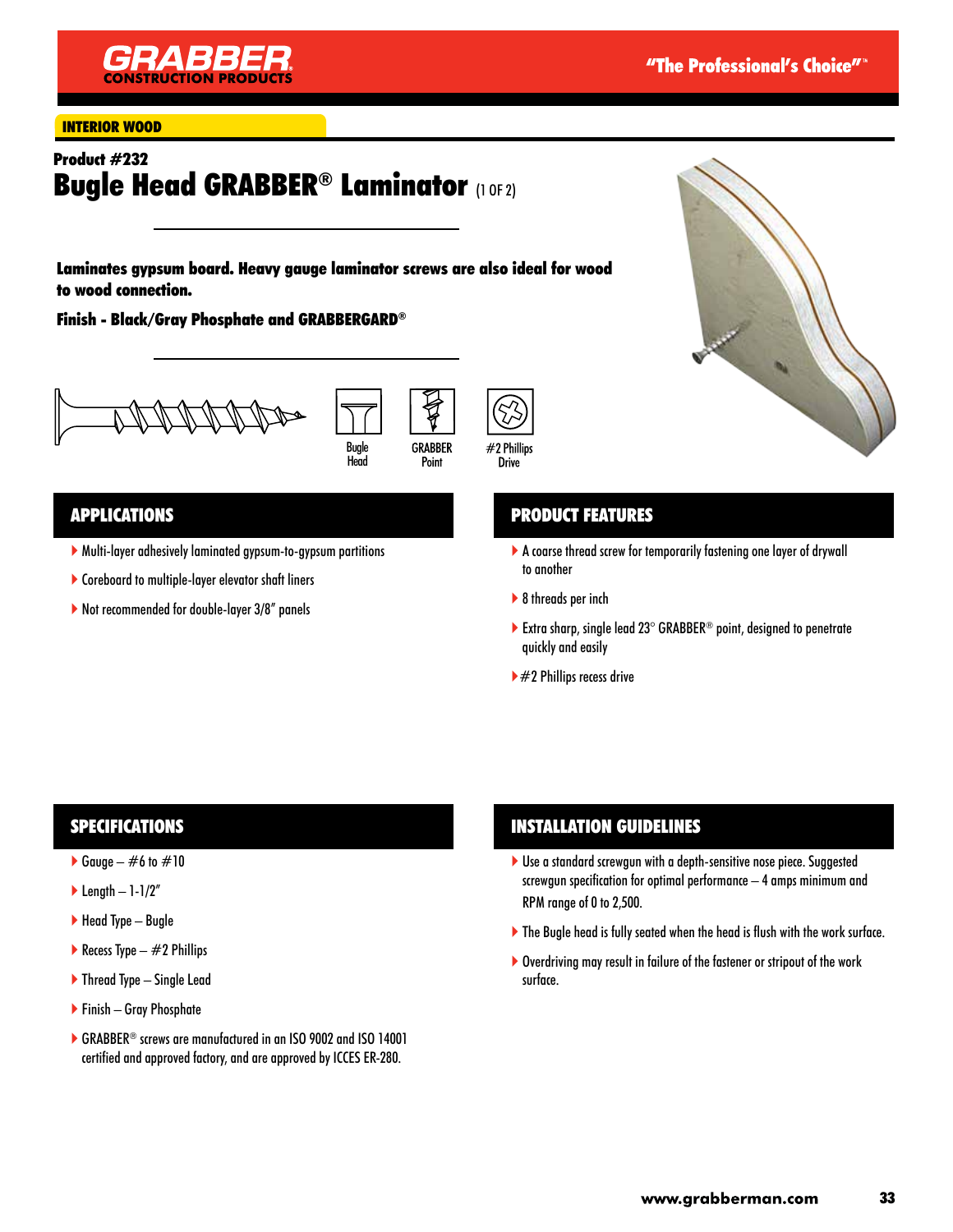GRABBER CONSTRUCTION PRODUCTS

"The Professional's Choice"™

INTERIOR WOOD

**Product #232**

# Bugle Head GRABBER® Laminator (1 OF 2)

**Laminates gypsum board. Heavy gauge laminator screws are also ideal for wood to wood connection.**

**Finish - Black/Gray Phosphate and GRABBERGARD®**

Bugle Head | GRABBER Point | #2 Phillips Drive

## APPLICATIONS

- Multi-layer adhesively laminated gypsum-to-gypsum partitions
- Coreboard to multiple-layer elevator shaft liners
- Not recommended for double-layer 3/8" panels

## PRODUCT FEATURES

- A coarse thread screw for temporarily fastening one layer of drywall to another
- 8 threads per inch
- Extra sharp, single lead 23° GRABBER® point, designed to penetrate quickly and easily
- #2 Phillips recess drive

## SPECIFICATIONS

- Gauge – #6 to #10
- Length – 1-1/2"
- Head Type – Bugle
- Recess Type – #2 Phillips
- Thread Type – Single Lead
- Finish – Gray Phosphate
- GRABBER® screws are manufactured in an ISO 9002 and ISO 14001 certified and approved factory, and are approved by ICCES ER-280.

## INSTALLATION GUIDELINES

- Use a standard screwgun with a depth-sensitive nose piece. Suggested screwgun specification for optimal performance – 4 amps minimum and RPM range of 0 to 2,500.
- The Bugle head is fully seated when the head is flush with the work surface.
- Overdriving may result in failure of the fastener or stripout of the work surface.

www.grabberman.com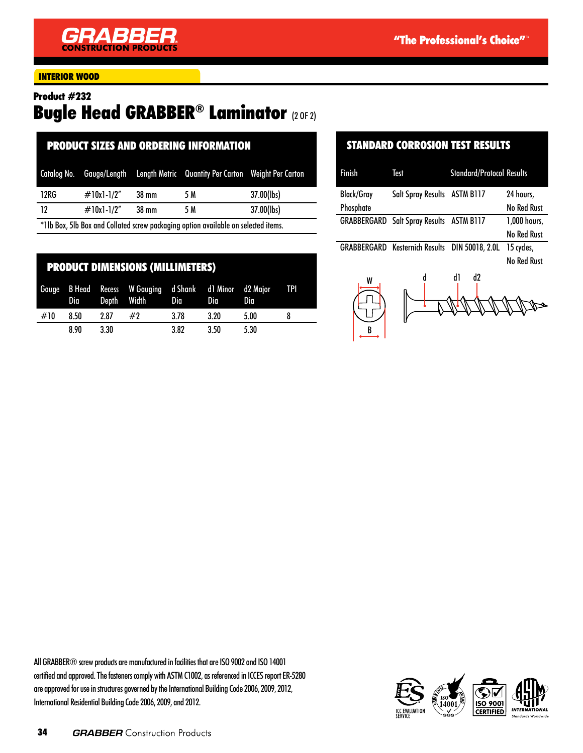**INTERIOR WOOD**

**Product #232**

# Bugle Head GRABBER® Laminator (2 OF 2)

## PRODUCT SIZES AND ORDERING INFORMATION

| Catalog No. | Gauge/Length | Length Metric | Quantity Per Carton | Weight Per Carton |
|---|---|---|---|---|
| 12RG | #10x1-1/2" | 38 mm | 5 M | 37.00(lbs) |
| 12 | #10x1-1/2" | 38 mm | 5 M | 37.00(lbs) |

*1lb Box, 5lb Box and Collated screw packaging option available on selected items.

## PRODUCT DIMENSIONS (MILLIMETERS)

| Gauge | B Head Dia | Recess Depth | W Gauging Width | d Shank Dia | d1 Minor Dia | d2 Major Dia | TPI |
|---|---|---|---|---|---|---|---|
| #10 | 8.50 | 2.87 | #2 | 3.78 | 3.20 | 5.00 | 8 |
| | 8.90 | 3.30 | | 3.82 | 3.50 | 5.30 | |

## STANDARD CORROSION TEST RESULTS

| Finish | Test | Standard/Protocol | Results |
|---|---|---|---|
| Black/Gray Phosphate | Salt Spray Results | ASTM B117 | 24 hours, No Red Rust |
| GRABBERGARD | Salt Spray Results | ASTM B117 | 1,000 hours, No Red Rust |
| GRABBERGARD | Kesternich Results | DIN 50018, 2.0L | 15 cycles, No Red Rust |

W
B
d
d1
d2

All GRABBER® screw products are manufactured in facilities that are ISO 9002 and ISO 14001 certified and approved. The fasteners comply with ASTM C1002, as referenced in ICCES report ER-5280 are approved for use in structures governed by the International Building Code 2006, 2009, 2012, International Residential Building Code 2006, 2009, and 2012.